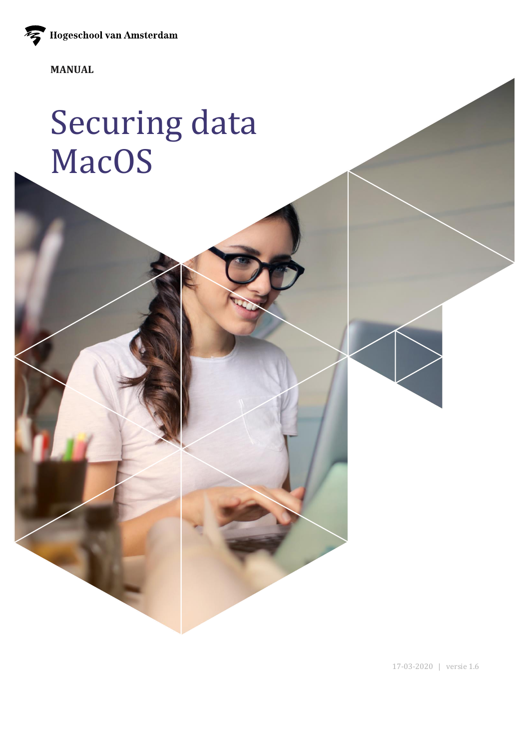Hogeschool van Amsterdam

**MANUAL**

# Securing data MacOS

17-03-2020 | versie 1.6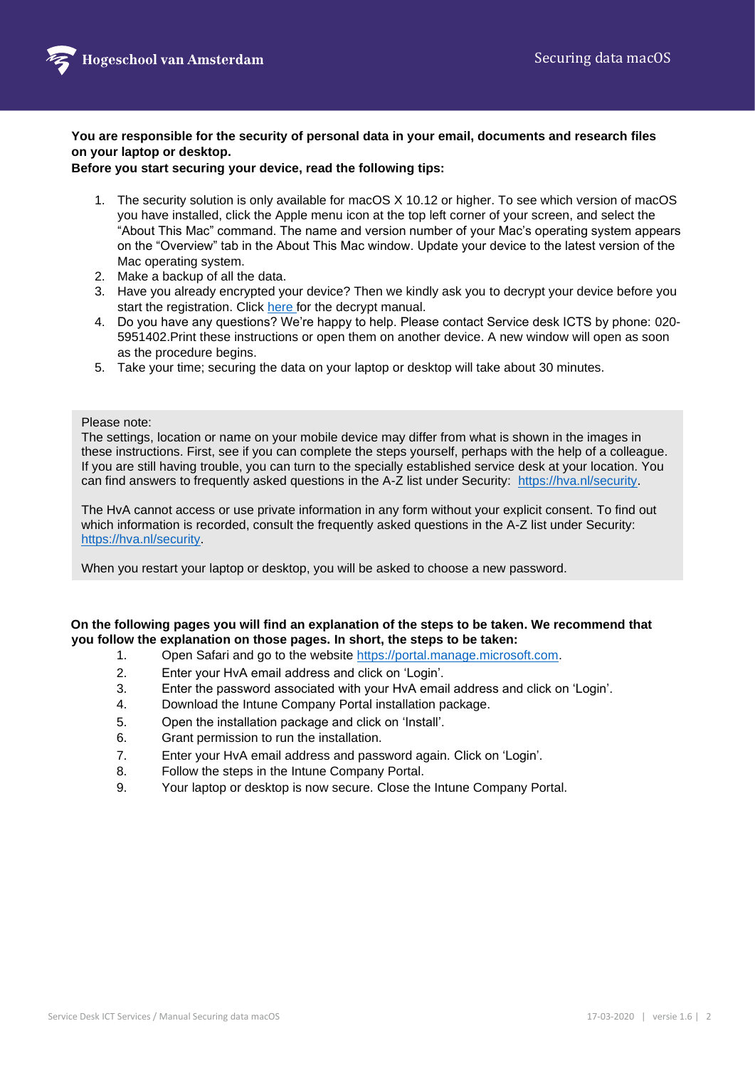**You are responsible for the security of personal data in your email, documents and research files on your laptop or desktop.**
**Before you start securing your device, read the following tips:**

1. The security solution is only available for macOS X 10.12 or higher. To see which version of macOS you have installed, click the Apple menu icon at the top left corner of your screen, and select the “About This Mac” command. The name and version number of your Mac’s operating system appears on the “Overview” tab in the About This Mac window. Update your device to the latest version of the Mac operating system.
2. Make a backup of all the data.
3. Have you already encrypted your device? Then we kindly ask you to decrypt your device before you start the registration. Click here for the decrypt manual.
4. Do you have any questions? We’re happy to help. Please contact Service desk ICTS by phone: 020-5951402.Print these instructions or open them on another device. A new window will open as soon as the procedure begins.
5. Take your time; securing the data on your laptop or desktop will take about 30 minutes.

Please note:
The settings, location or name on your mobile device may differ from what is shown in the images in these instructions. First, see if you can complete the steps yourself, perhaps with the help of a colleague. If you are still having trouble, you can turn to the specially established service desk at your location. You can find answers to frequently asked questions in the A-Z list under Security: https://hva.nl/security.

The HvA cannot access or use private information in any form without your explicit consent. To find out which information is recorded, consult the frequently asked questions in the A-Z list under Security: https://hva.nl/security.

When you restart your laptop or desktop, you will be asked to choose a new password.

**On the following pages you will find an explanation of the steps to be taken. We recommend that you follow the explanation on those pages. In short, the steps to be taken:**

1. Open Safari and go to the website https://portal.manage.microsoft.com.
2. Enter your HvA email address and click on ‘Login’.
3. Enter the password associated with your HvA email address and click on ‘Login’.
4. Download the Intune Company Portal installation package.
5. Open the installation package and click on ‘Install’.
6. Grant permission to run the installation.
7. Enter your HvA email address and password again. Click on ‘Login’.
8. Follow the steps in the Intune Company Portal.
9. Your laptop or desktop is now secure. Close the Intune Company Portal.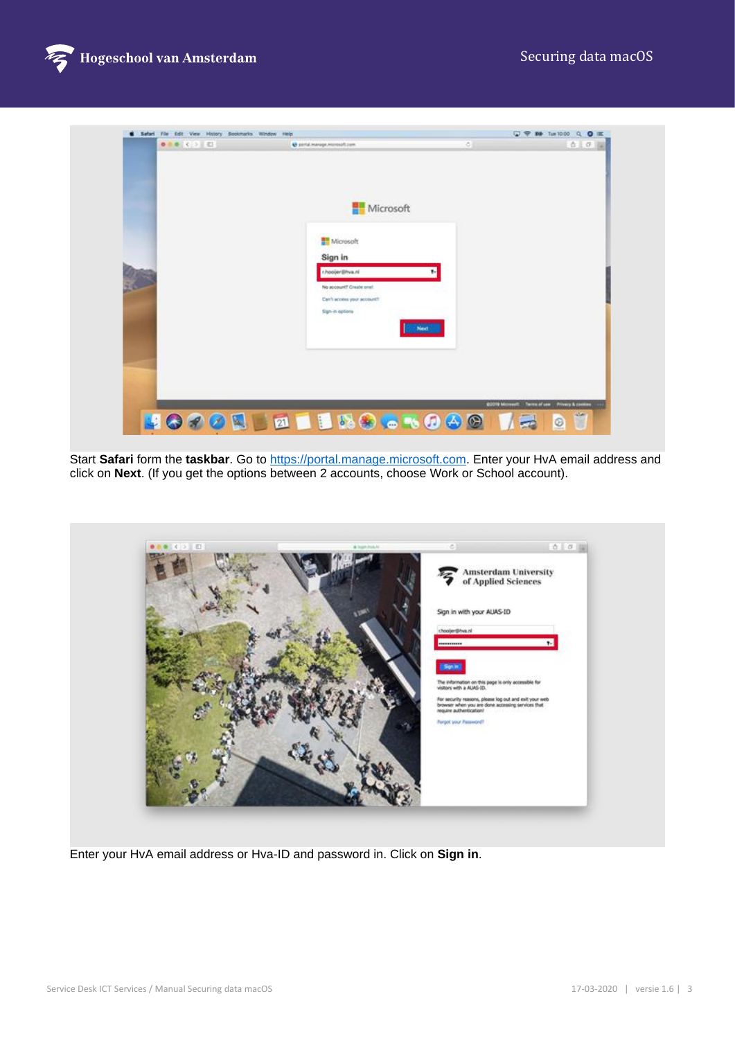Start **Safari** form the **taskbar**. Go to [https://portal.manage.microsoft.com](https://portal.manage.microsoft.com). Enter your HvA email address and click on **Next**. (If you get the options between 2 accounts, choose Work or School account).

Enter your HvA email address or Hva-ID and password in. Click on **Sign in**.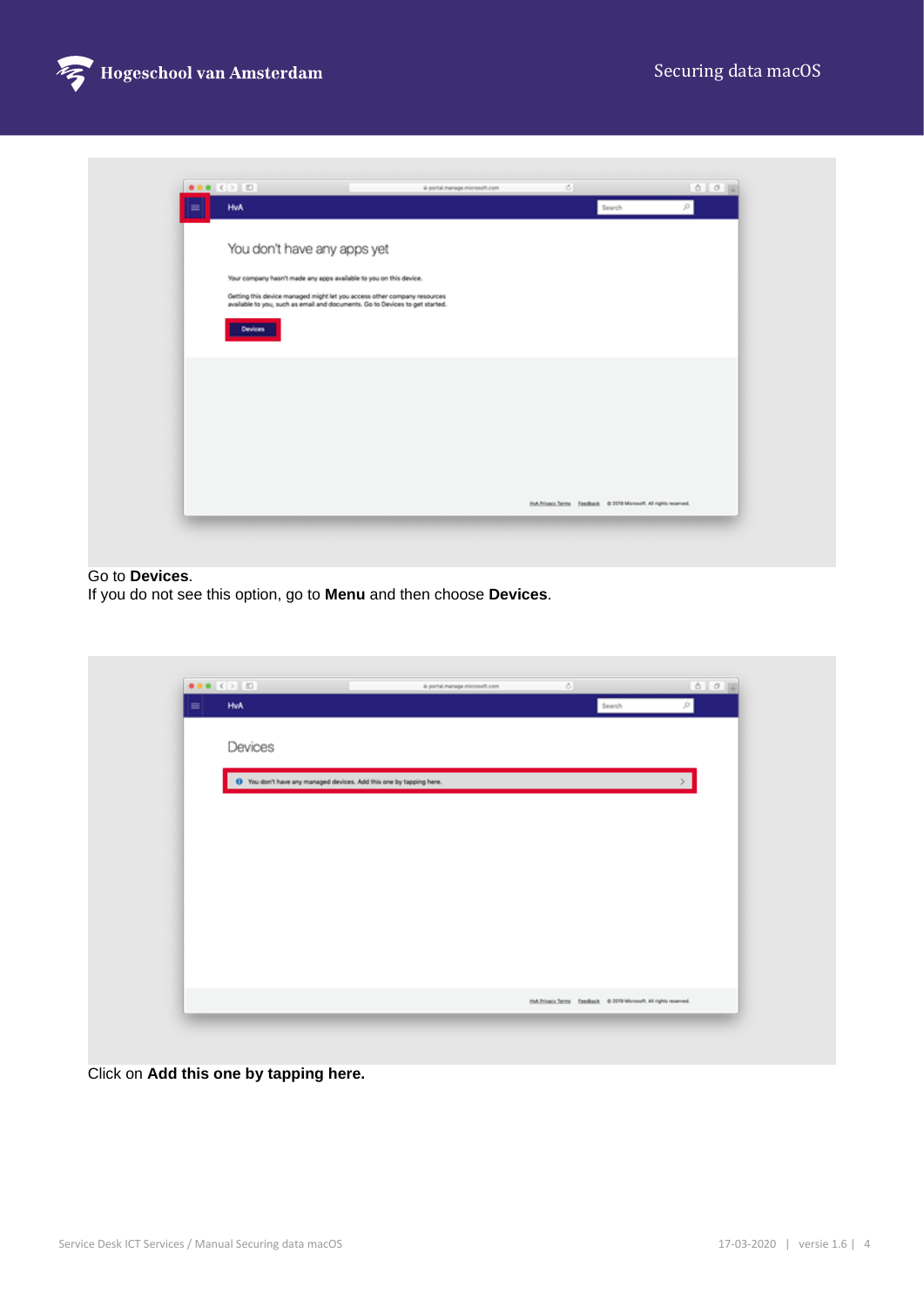Go to **Devices**.
If you do not see this option, go to **Menu** and then choose **Devices**.

Click on **Add this one by tapping here.**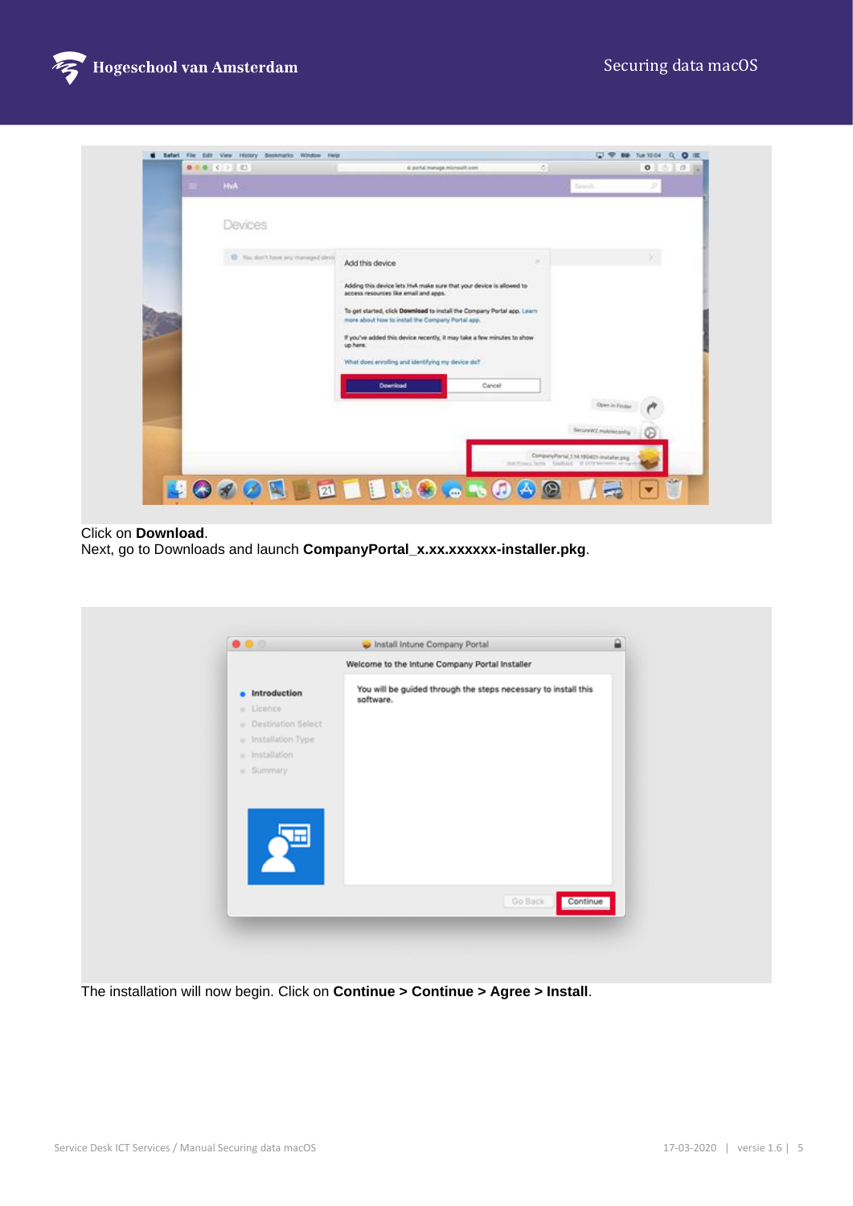Click on **Download**.
Next, go to Downloads and launch **CompanyPortal_x.xx.xxxxxx-installer.pkg**.

The installation will now begin. Click on **Continue > Continue > Agree > Install**.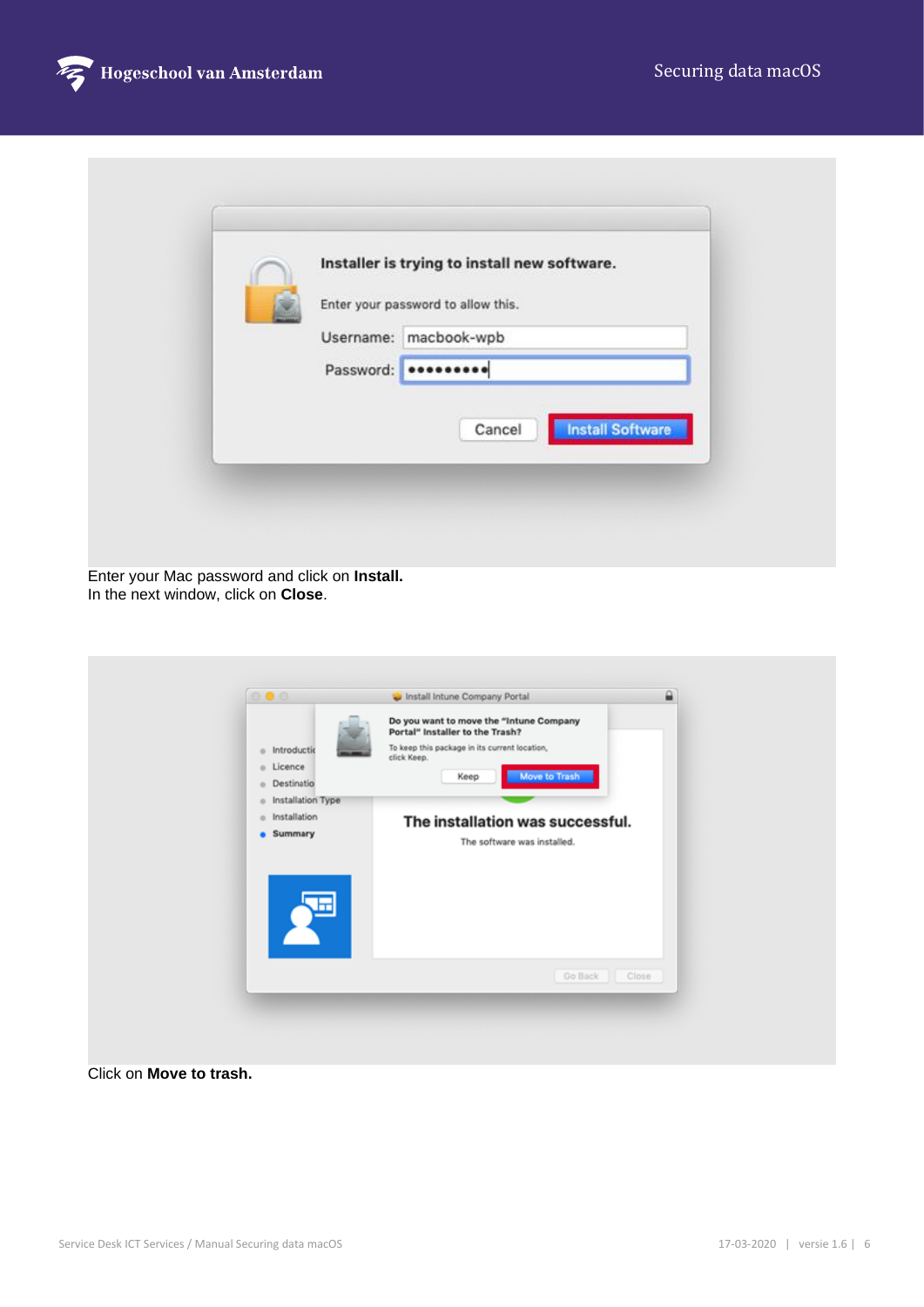Enter your Mac password and click on **Install.**
In the next window, click on **Close**.

Click on **Move to trash.**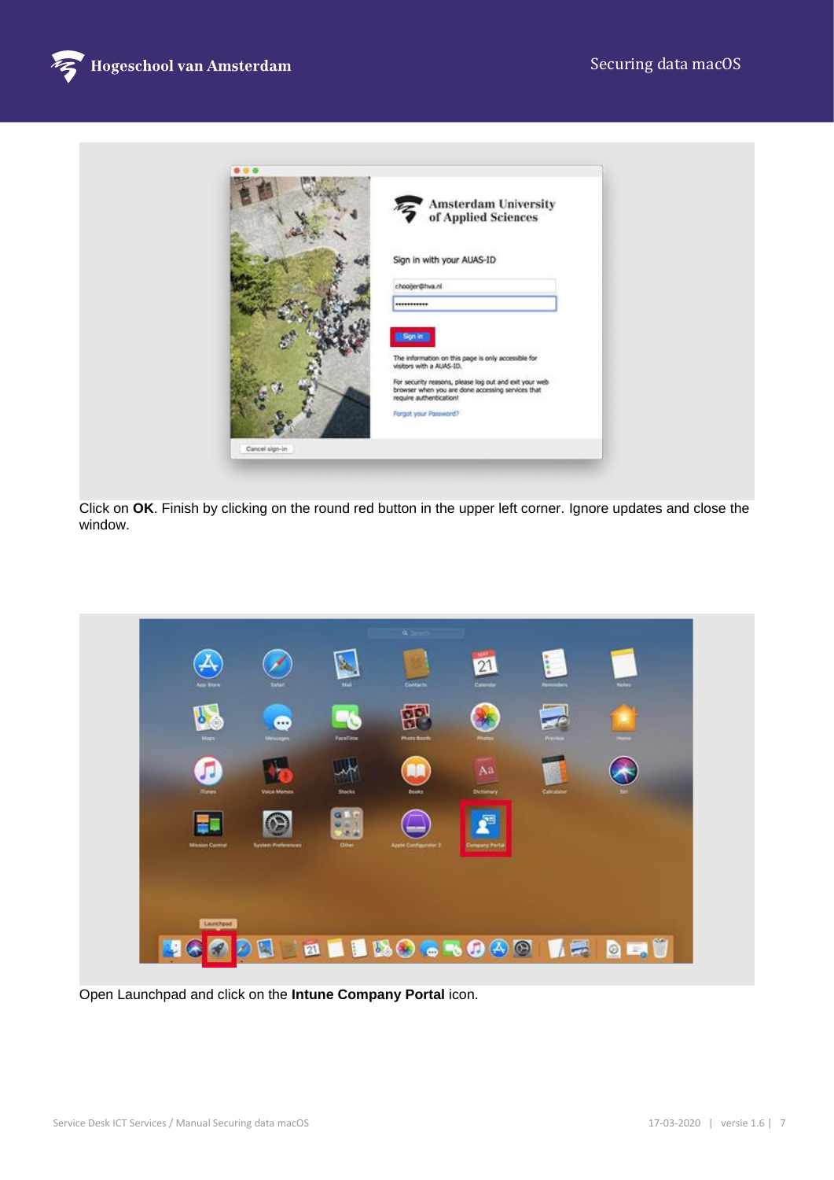Click on **OK**. Finish by clicking on the round red button in the upper left corner. Ignore updates and close the window.

Open Launchpad and click on the **Intune Company Portal** icon.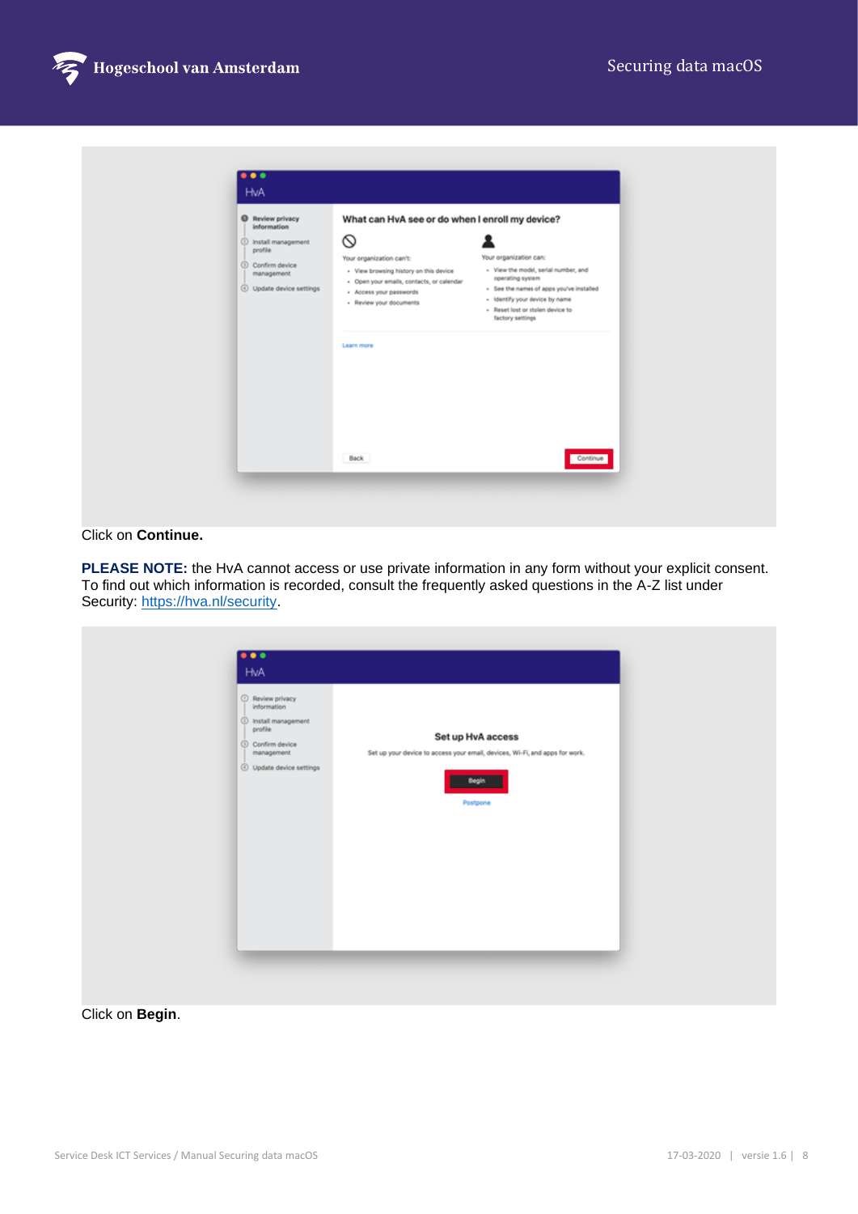Click on **Continue.**

**PLEASE NOTE:** the HvA cannot access or use private information in any form without your explicit consent. To find out which information is recorded, consult the frequently asked questions in the A-Z list under Security: https://hva.nl/security.

Click on **Begin**.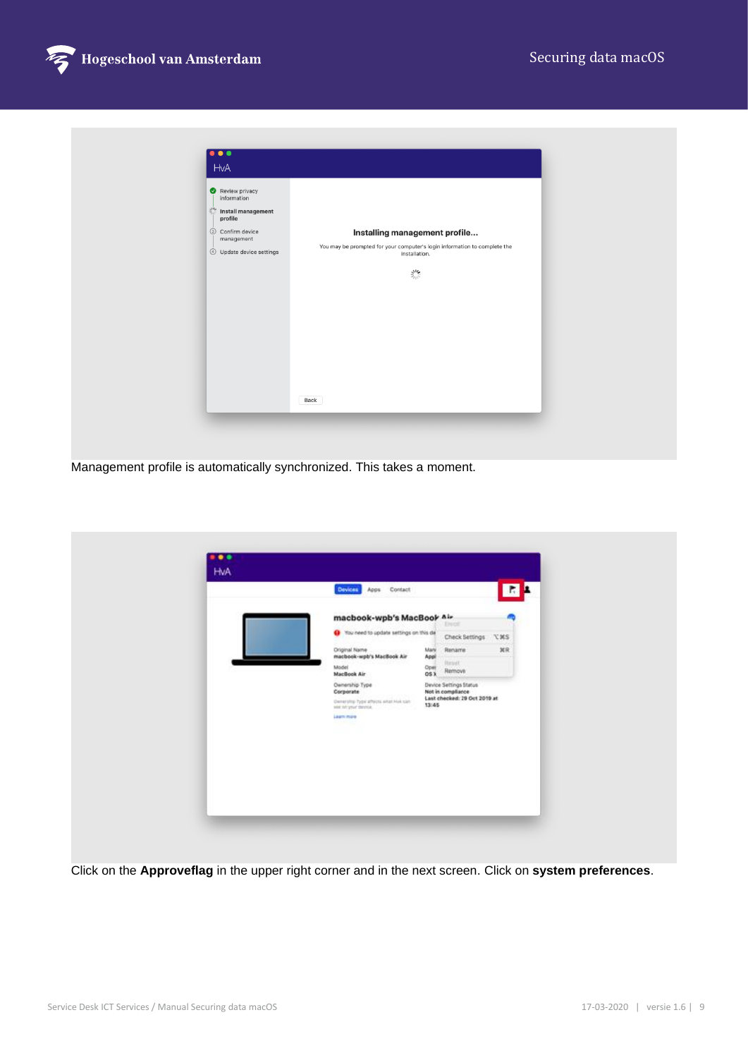Management profile is automatically synchronized. This takes a moment.

Click on the **Approveflag** in the upper right corner and in the next screen. Click on **system preferences**.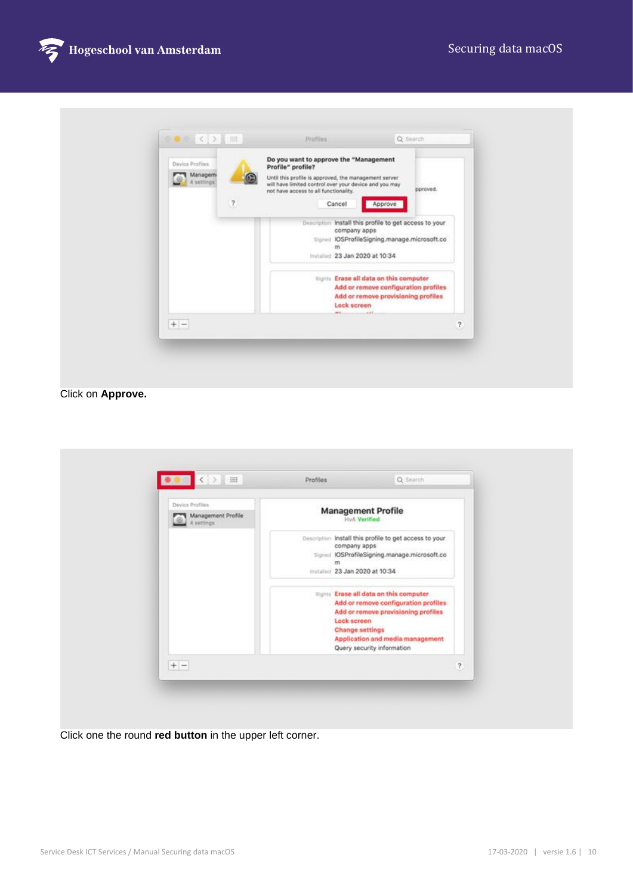Click on **Approve.**

Click one the round **red button** in the upper left corner.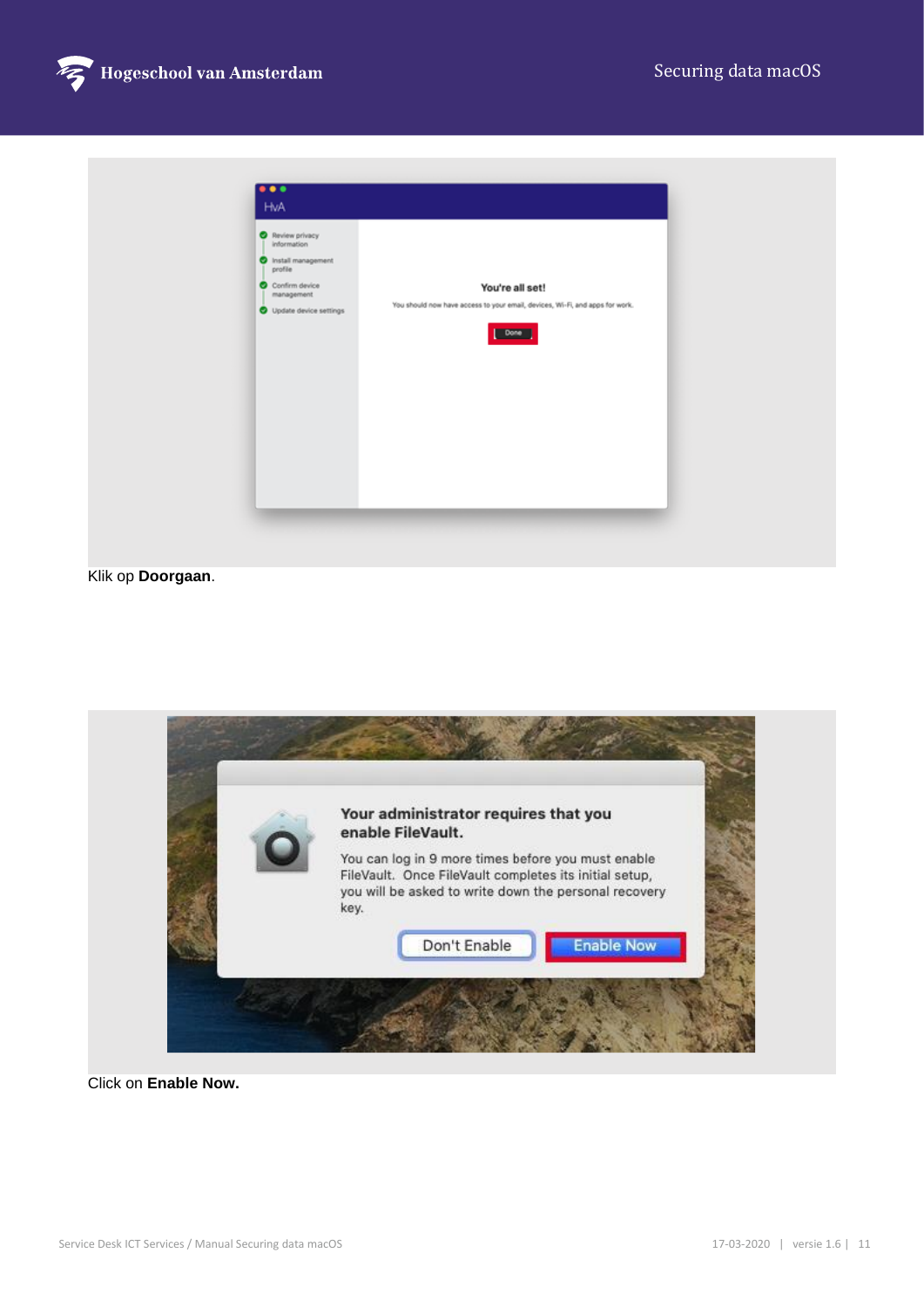Klik op **Doorgaan**.

Click on **Enable Now.**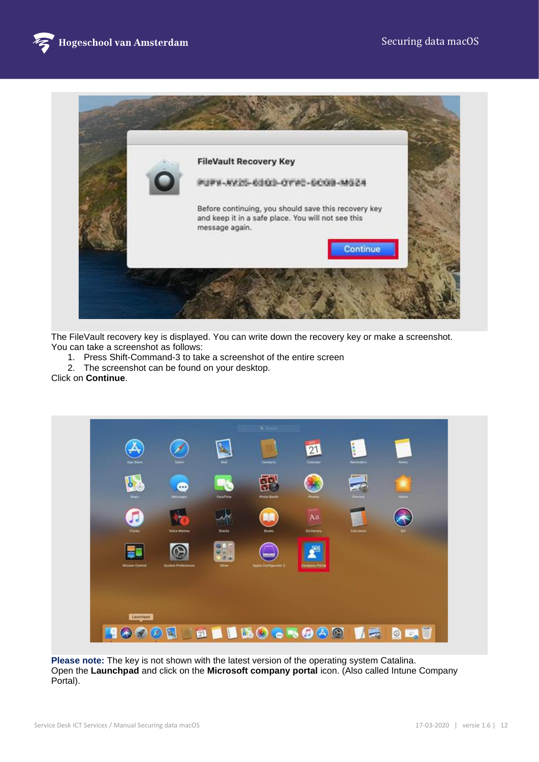The FileVault recovery key is displayed. You can write down the recovery key or make a screenshot. You can take a screenshot as follows:

1. Press Shift-Command-3 to take a screenshot of the entire screen
2. The screenshot can be found on your desktop.

Click on **Continue**.

**Please note:** The key is not shown with the latest version of the operating system Catalina.
Open the **Launchpad** and click on the **Microsoft company portal** icon. (Also called Intune Company Portal).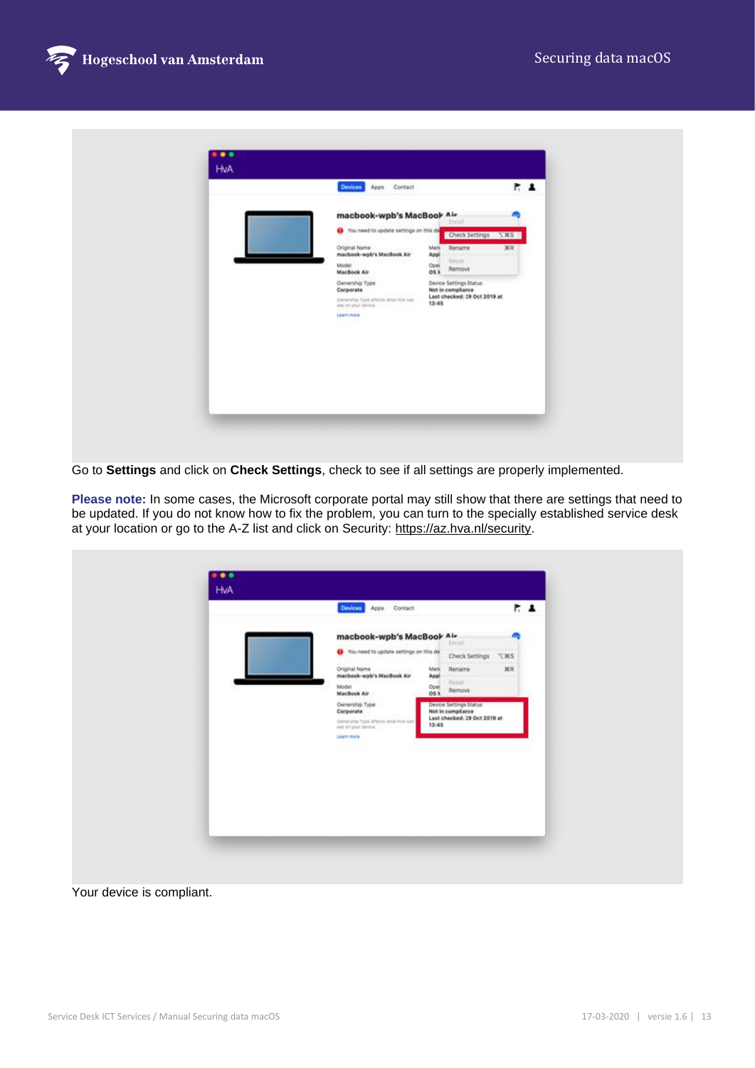Go to **Settings** and click on **Check Settings**, check to see if all settings are properly implemented.

**Please note:** In some cases, the Microsoft corporate portal may still show that there are settings that need to be updated. If you do not know how to fix the problem, you can turn to the specially established service desk at your location or go to the A-Z list and click on Security: https://az.hva.nl/security.

Your device is compliant.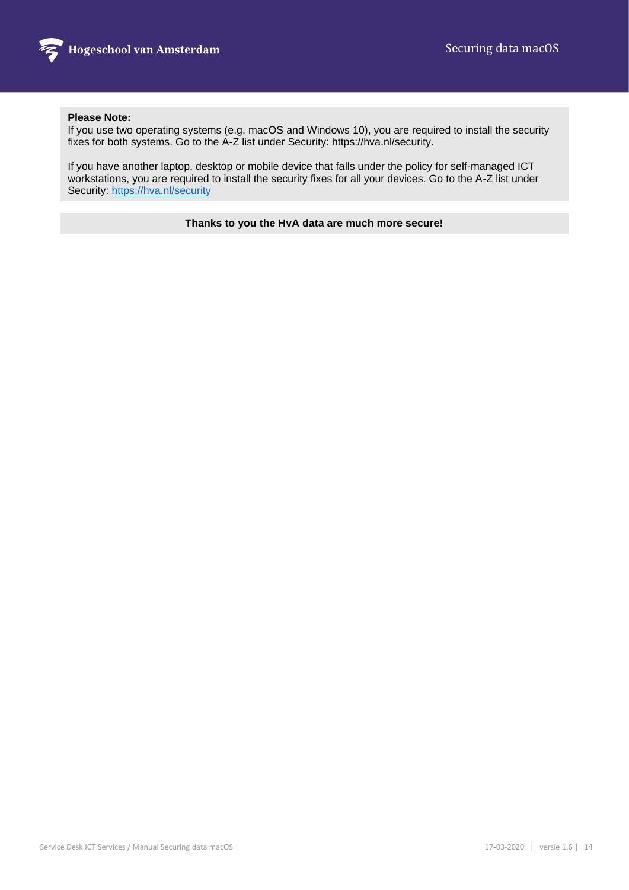**Please Note:**
If you use two operating systems (e.g. macOS and Windows 10), you are required to install the security fixes for both systems. Go to the A-Z list under Security: https://hva.nl/security.

If you have another laptop, desktop or mobile device that falls under the policy for self-managed ICT workstations, you are required to install the security fixes for all your devices. Go to the A-Z list under Security: https://hva.nl/security

**Thanks to you the HvA data are much more secure!**